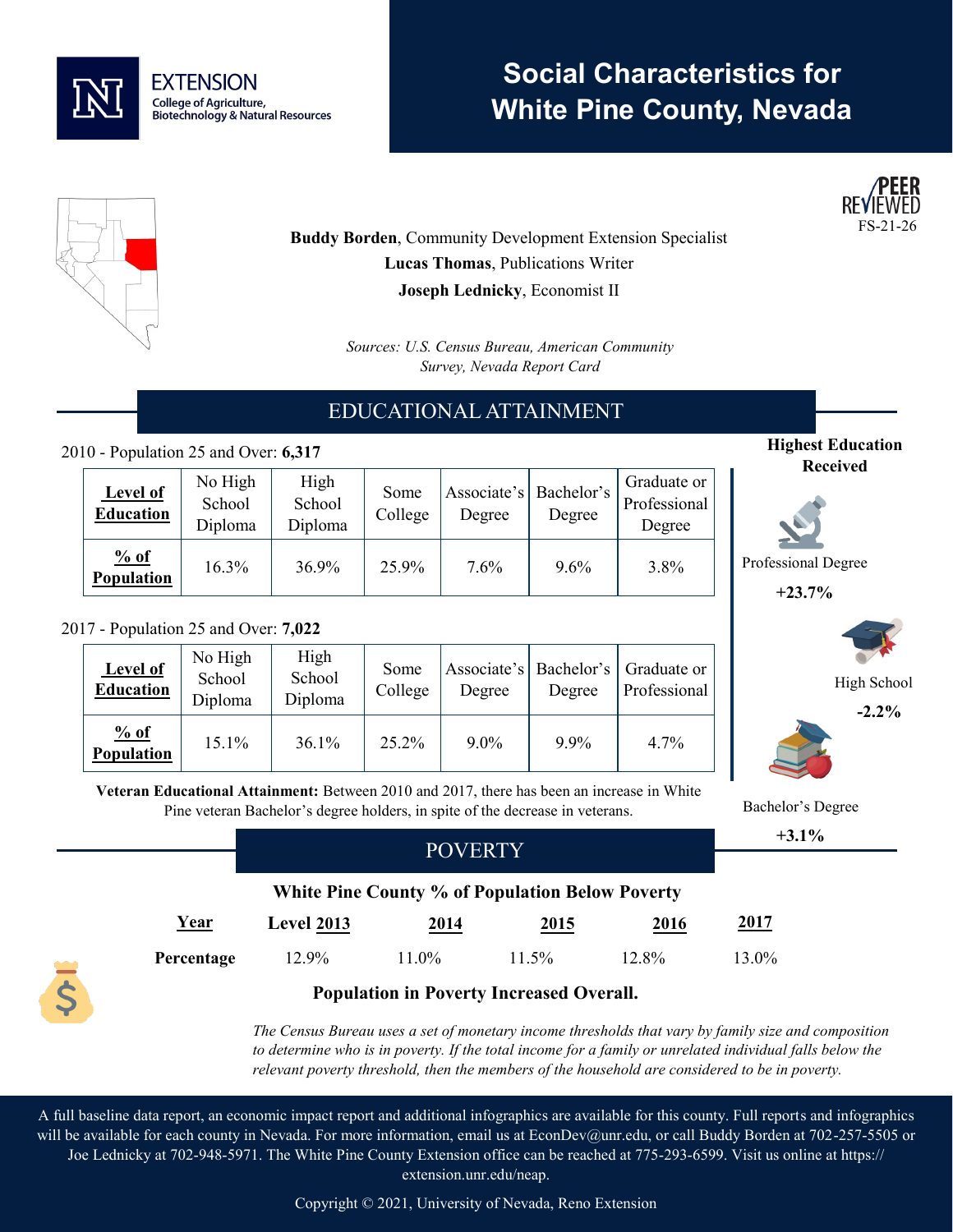EXTENSION
College of Agriculture, Biotechnology & Natural Resources

# Social Characteristics for White Pine County, Nevada

PEER REVIEWED
FS-21-26

**Buddy Borden**, Community Development Extension Specialist
**Lucas Thomas**, Publications Writer
**Joseph Lednicky**, Economist II

*Sources: U.S. Census Bureau, American Community Survey, Nevada Report Card*

## EDUCATIONAL ATTAINMENT

2010 - Population 25 and Over: **6,317**

| **Level of Education** | No High School Diploma | High School Diploma | Some College | Associate's Degree | Bachelor's Degree | Graduate or Professional Degree |
|---|---|---|---|---|---|---|
| **% of Population** | 16.3% | 36.9% | 25.9% | 7.6% | 9.6% | 3.8% |

2017 - Population 25 and Over: **7,022**

| **Level of Education** | No High School Diploma | High School Diploma | Some College | Associate's Degree | Bachelor's Degree | Graduate or Professional |
|---|---|---|---|---|---|---|
| **% of Population** | 15.1% | 36.1% | 25.2% | 9.0% | 9.9% | 4.7% |

**Veteran Educational Attainment:** Between 2010 and 2017, there has been an increase in White Pine veteran Bachelor's degree holders, in spite of the decrease in veterans.

**Highest Education Received**

Professional Degree
**+23.7%**

High School
**-2.2%**

Bachelor's Degree
**+3.1%**

## POVERTY

**White Pine County % of Population Below Poverty**

| **Year** | **Level 2013** | **2014** | **2015** | **2016** | **2017** |
|---|---|---|---|---|---|
| **Percentage** | 12.9% | 11.0% | 11.5% | 12.8% | 13.0% |

**Population in Poverty Increased Overall.**

*The Census Bureau uses a set of monetary income thresholds that vary by family size and composition to determine who is in poverty. If the total income for a family or unrelated individual falls below the relevant poverty threshold, then the members of the household are considered to be in poverty.*

A full baseline data report, an economic impact report and additional infographics are available for this county. Full reports and infographics will be available for each county in Nevada. For more information, email us at EconDev@unr.edu, or call Buddy Borden at 702-257-5505 or Joe Lednicky at 702-948-5971. The White Pine County Extension office can be reached at 775-293-6599. Visit us online at https://extension.unr.edu/neap.

Copyright © 2021, University of Nevada, Reno Extension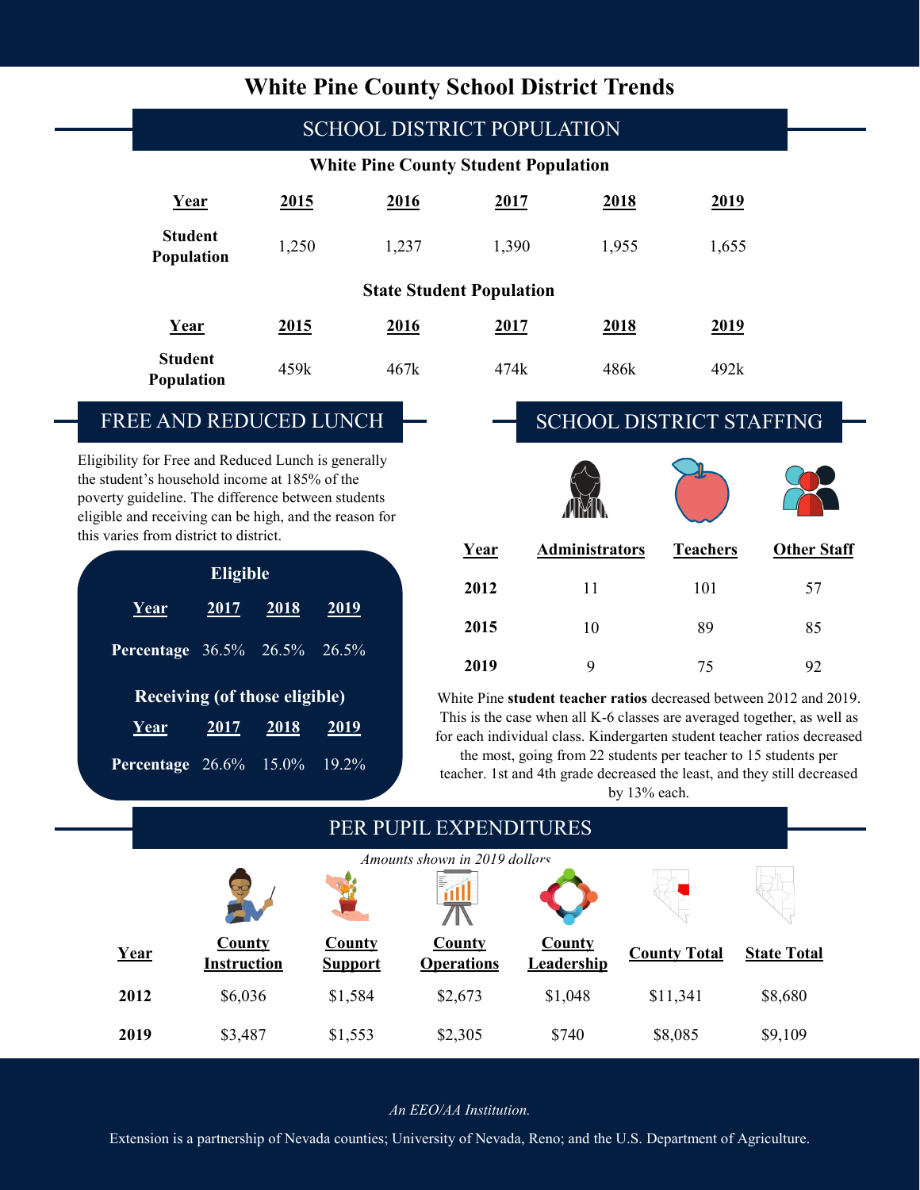# White Pine County School District Trends

## SCHOOL DISTRICT POPULATION

**White Pine County Student Population**

| Year | 2015 | 2016 | 2017 | 2018 | 2019 |
|---|---|---|---|---|---|
| Student Population | 1,250 | 1,237 | 1,390 | 1,955 | 1,655 |

**State Student Population**

| Year | 2015 | 2016 | 2017 | 2018 | 2019 |
|---|---|---|---|---|---|
| Student Population | 459k | 467k | 474k | 486k | 492k |

## FREE AND REDUCED LUNCH

Eligibility for Free and Reduced Lunch is generally the student's household income at 185% of the poverty guideline. The difference between students eligible and receiving can be high, and the reason for this varies from district to district.

**Eligible**

| Year | 2017 | 2018 | 2019 |
|---|---|---|---|
| Percentage | 36.5% | 26.5% | 26.5% |

**Receiving (of those eligible)**

| Year | 2017 | 2018 | 2019 |
|---|---|---|---|
| Percentage | 26.6% | 15.0% | 19.2% |

## SCHOOL DISTRICT STAFFING

| Year | Administrators | Teachers | Other Staff |
|---|---|---|---|
| 2012 | 11 | 101 | 57 |
| 2015 | 10 | 89 | 85 |
| 2019 | 9 | 75 | 92 |

White Pine **student teacher ratios** decreased between 2012 and 2019. This is the case when all K-6 classes are averaged together, as well as for each individual class. Kindergarten student teacher ratios decreased the most, going from 22 students per teacher to 15 students per teacher. 1st and 4th grade decreased the least, and they still decreased by 13% each.

## PER PUPIL EXPENDITURES

*Amounts shown in 2019 dollars*

| Year | County Instruction | County Support | County Operations | County Leadership | County Total | State Total |
|---|---|---|---|---|---|---|
| 2012 | $6,036 | $1,584 | $2,673 | $1,048 | $11,341 | $8,680 |
| 2019 | $3,487 | $1,553 | $2,305 | $740 | $8,085 | $9,109 |

*An EEO/AA Institution.*

Extension is a partnership of Nevada counties; University of Nevada, Reno; and the U.S. Department of Agriculture.